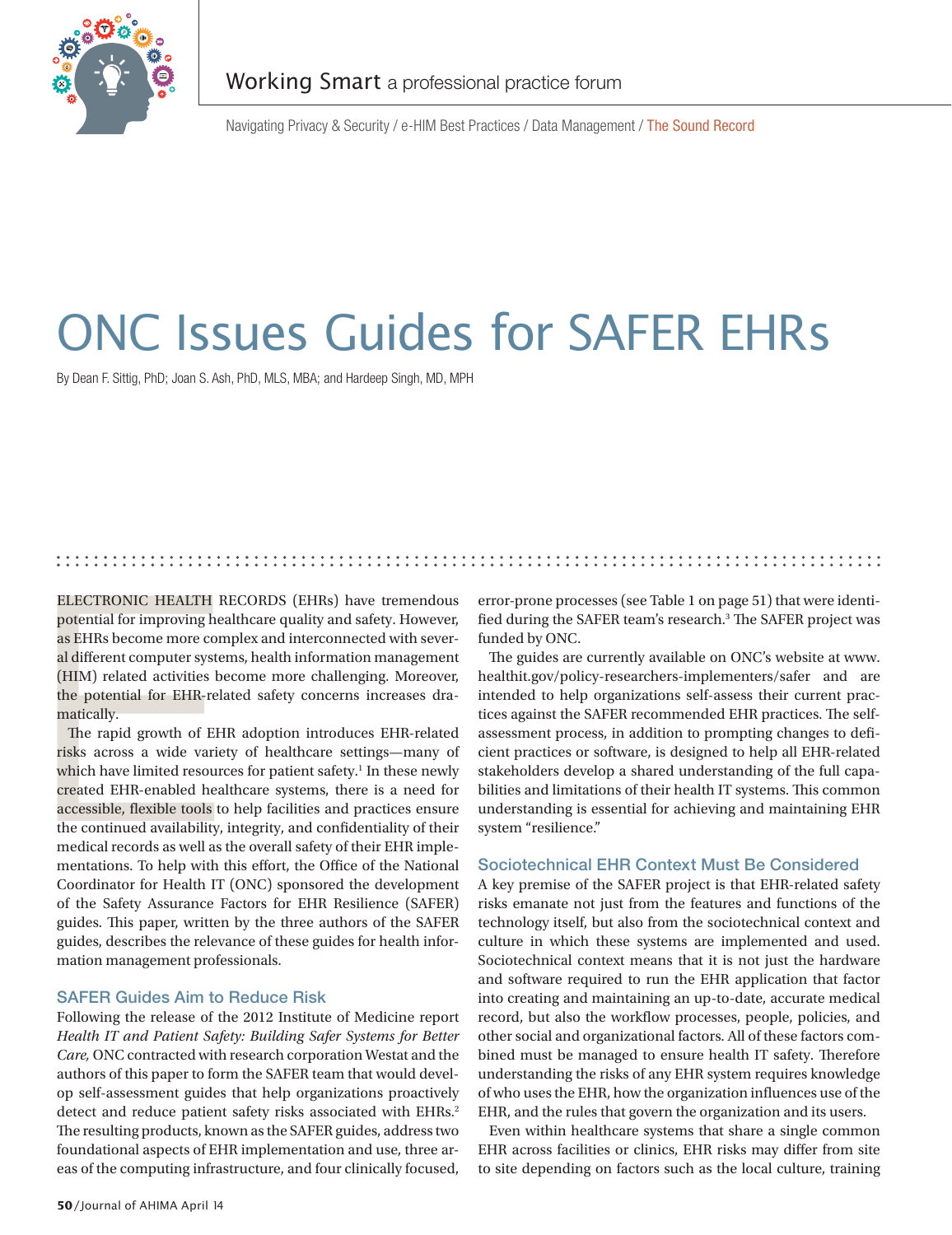Working Smart a professional practice forum

Navigating Privacy & Security / e-HIM Best Practices / Data Management / The Sound Record

# ONC Issues Guides for SAFER EHRs

By Dean F. Sittig, PhD; Joan S. Ash, PhD, MLS, MBA; and Hardeep Singh, MD, MPH

ELECTRONIC HEALTH RECORDS (EHRs) have tremendous potential for improving healthcare quality and safety. However, as EHRs become more complex and interconnected with several different computer systems, health information management (HIM) related activities become more challenging. Moreover, the potential for EHR-related safety concerns increases dramatically.

The rapid growth of EHR adoption introduces EHR-related risks across a wide variety of healthcare settings—many of which have limited resources for patient safety.[1] In these newly created EHR-enabled healthcare systems, there is a need for accessible, flexible tools to help facilities and practices ensure the continued availability, integrity, and confidentiality of their medical records as well as the overall safety of their EHR implementations. To help with this effort, the Office of the National Coordinator for Health IT (ONC) sponsored the development of the Safety Assurance Factors for EHR Resilience (SAFER) guides. This paper, written by the three authors of the SAFER guides, describes the relevance of these guides for health information management professionals.

## SAFER Guides Aim to Reduce Risk

Following the release of the 2012 Institute of Medicine report *Health IT and Patient Safety: Building Safer Systems for Better Care,* ONC contracted with research corporation Westat and the authors of this paper to form the SAFER team that would develop self-assessment guides that help organizations proactively detect and reduce patient safety risks associated with EHRs.[2] The resulting products, known as the SAFER guides, address two foundational aspects of EHR implementation and use, three areas of the computing infrastructure, and four clinically focused, error-prone processes (see Table 1 on page 51) that were identified during the SAFER team's research.[3] The SAFER project was funded by ONC.

The guides are currently available on ONC's website at www.healthit.gov/policy-researchers-implementers/safer and are intended to help organizations self-assess their current practices against the SAFER recommended EHR practices. The self-assessment process, in addition to prompting changes to deficient practices or software, is designed to help all EHR-related stakeholders develop a shared understanding of the full capabilities and limitations of their health IT systems. This common understanding is essential for achieving and maintaining EHR system "resilience."

## Sociotechnical EHR Context Must Be Considered

A key premise of the SAFER project is that EHR-related safety risks emanate not just from the features and functions of the technology itself, but also from the sociotechnical context and culture in which these systems are implemented and used. Sociotechnical context means that it is not just the hardware and software required to run the EHR application that factor into creating and maintaining an up-to-date, accurate medical record, but also the workflow processes, people, policies, and other social and organizational factors. All of these factors combined must be managed to ensure health IT safety. Therefore understanding the risks of any EHR system requires knowledge of who uses the EHR, how the organization influences use of the EHR, and the rules that govern the organization and its users.

Even within healthcare systems that share a single common EHR across facilities or clinics, EHR risks may differ from site to site depending on factors such as the local culture, training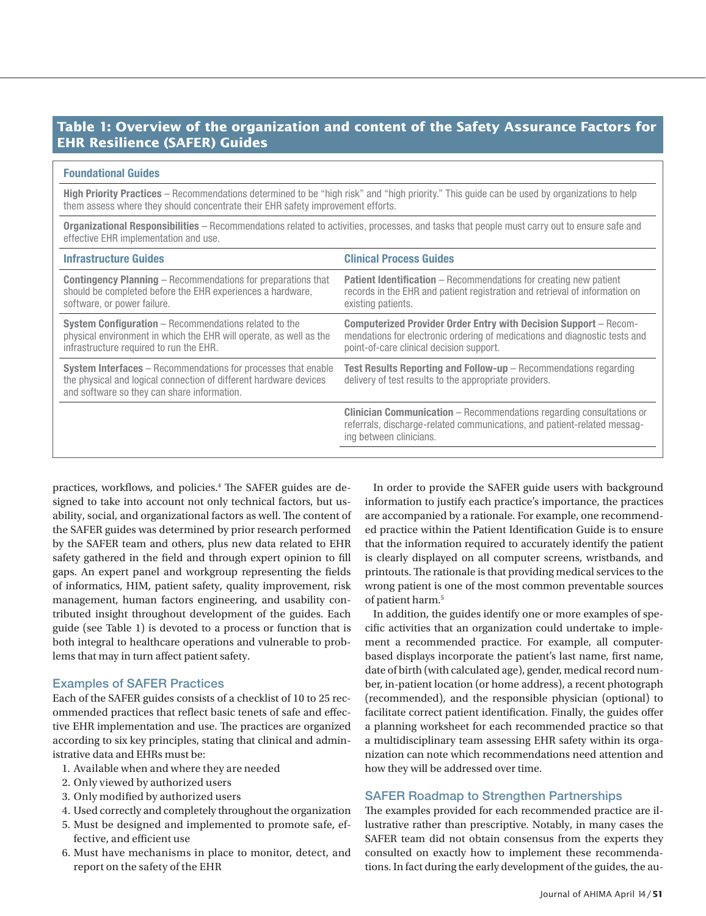**Table 1: Overview of the organization and content of the Safety Assurance Factors for EHR Resilience (SAFER) Guides**

| Foundational Guides | |
|---|---|
| **High Priority Practices** – Recommendations determined to be "high risk" and "high priority." This guide can be used by organizations to help them assess where they should concentrate their EHR safety improvement efforts. | |
| **Organizational Responsibilities** – Recommendations related to activities, processes, and tasks that people must carry out to ensure safe and effective EHR implementation and use. | |
| **Infrastructure Guides** | **Clinical Process Guides** |
| **Contingency Planning** – Recommendations for preparations that should be completed before the EHR experiences a hardware, software, or power failure. | **Patient Identification** – Recommendations for creating new patient records in the EHR and patient registration and retrieval of information on existing patients. |
| **System Configuration** – Recommendations related to the physical environment in which the EHR will operate, as well as the infrastructure required to run the EHR. | **Computerized Provider Order Entry with Decision Support** – Recommendations for electronic ordering of medications and diagnostic tests and point-of-care clinical decision support. |
| **System Interfaces** – Recommendations for processes that enable the physical and logical connection of different hardware devices and software so they can share information. | **Test Results Reporting and Follow-up** – Recommendations regarding delivery of test results to the appropriate providers. |
| | **Clinician Communication** – Recommendations regarding consultations or referrals, discharge-related communications, and patient-related messaging between clinicians. |

practices, workflows, and policies.[4] The SAFER guides are designed to take into account not only technical factors, but usability, social, and organizational factors as well. The content of the SAFER guides was determined by prior research performed by the SAFER team and others, plus new data related to EHR safety gathered in the field and through expert opinion to fill gaps. An expert panel and workgroup representing the fields of informatics, HIM, patient safety, quality improvement, risk management, human factors engineering, and usability contributed insight throughout development of the guides. Each guide (see Table 1) is devoted to a process or function that is both integral to healthcare operations and vulnerable to problems that may in turn affect patient safety.

## Examples of SAFER Practices

Each of the SAFER guides consists of a checklist of 10 to 25 recommended practices that reflect basic tenets of safe and effective EHR implementation and use. The practices are organized according to six key principles, stating that clinical and administrative data and EHRs must be:

1. Available when and where they are needed
2. Only viewed by authorized users
3. Only modified by authorized users
4. Used correctly and completely throughout the organization
5. Must be designed and implemented to promote safe, effective, and efficient use
6. Must have mechanisms in place to monitor, detect, and report on the safety of the EHR

In order to provide the SAFER guide users with background information to justify each practice's importance, the practices are accompanied by a rationale. For example, one recommended practice within the Patient Identification Guide is to ensure that the information required to accurately identify the patient is clearly displayed on all computer screens, wristbands, and printouts. The rationale is that providing medical services to the wrong patient is one of the most common preventable sources of patient harm.[5]

In addition, the guides identify one or more examples of specific activities that an organization could undertake to implement a recommended practice. For example, all computer-based displays incorporate the patient's last name, first name, date of birth (with calculated age), gender, medical record number, in-patient location (or home address), a recent photograph (recommended), and the responsible physician (optional) to facilitate correct patient identification. Finally, the guides offer a planning worksheet for each recommended practice so that a multidisciplinary team assessing EHR safety within its organization can note which recommendations need attention and how they will be addressed over time.

## SAFER Roadmap to Strengthen Partnerships

The examples provided for each recommended practice are illustrative rather than prescriptive. Notably, in many cases the SAFER team did not obtain consensus from the experts they consulted on exactly how to implement these recommendations. In fact during the early development of the guides, the au-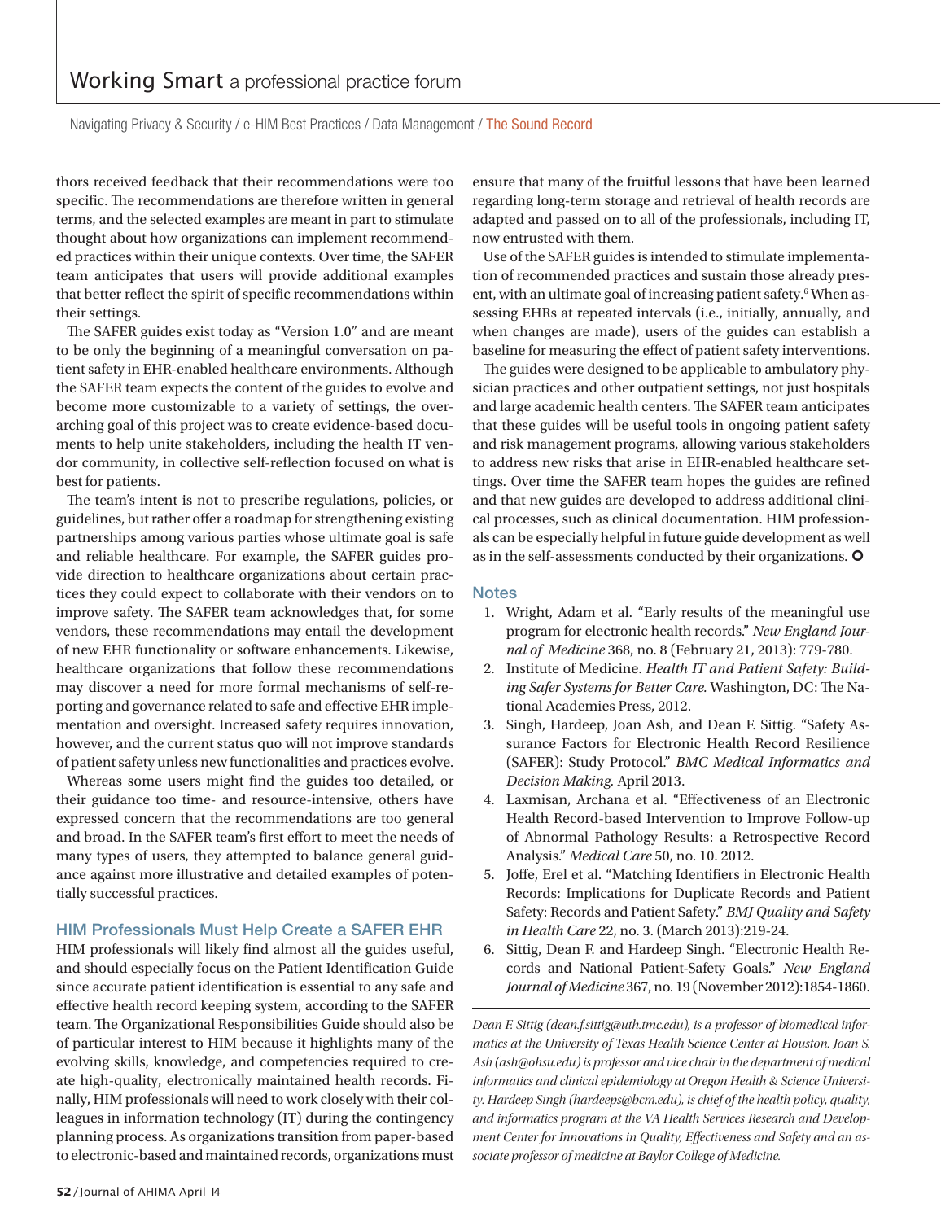thors received feedback that their recommendations were too specific. The recommendations are therefore written in general terms, and the selected examples are meant in part to stimulate thought about how organizations can implement recommended practices within their unique contexts. Over time, the SAFER team anticipates that users will provide additional examples that better reflect the spirit of specific recommendations within their settings.

The SAFER guides exist today as "Version 1.0" and are meant to be only the beginning of a meaningful conversation on patient safety in EHR-enabled healthcare environments. Although the SAFER team expects the content of the guides to evolve and become more customizable to a variety of settings, the overarching goal of this project was to create evidence-based documents to help unite stakeholders, including the health IT vendor community, in collective self-reflection focused on what is best for patients.

The team's intent is not to prescribe regulations, policies, or guidelines, but rather offer a roadmap for strengthening existing partnerships among various parties whose ultimate goal is safe and reliable healthcare. For example, the SAFER guides provide direction to healthcare organizations about certain practices they could expect to collaborate with their vendors on to improve safety. The SAFER team acknowledges that, for some vendors, these recommendations may entail the development of new EHR functionality or software enhancements. Likewise, healthcare organizations that follow these recommendations may discover a need for more formal mechanisms of self-reporting and governance related to safe and effective EHR implementation and oversight. Increased safety requires innovation, however, and the current status quo will not improve standards of patient safety unless new functionalities and practices evolve.

Whereas some users might find the guides too detailed, or their guidance too time- and resource-intensive, others have expressed concern that the recommendations are too general and broad. In the SAFER team's first effort to meet the needs of many types of users, they attempted to balance general guidance against more illustrative and detailed examples of potentially successful practices.

## HIM Professionals Must Help Create a SAFER EHR

HIM professionals will likely find almost all the guides useful, and should especially focus on the Patient Identification Guide since accurate patient identification is essential to any safe and effective health record keeping system, according to the SAFER team. The Organizational Responsibilities Guide should also be of particular interest to HIM because it highlights many of the evolving skills, knowledge, and competencies required to create high-quality, electronically maintained health records. Finally, HIM professionals will need to work closely with their colleagues in information technology (IT) during the contingency planning process. As organizations transition from paper-based to electronic-based and maintained records, organizations must ensure that many of the fruitful lessons that have been learned regarding long-term storage and retrieval of health records are adapted and passed on to all of the professionals, including IT, now entrusted with them.

Use of the SAFER guides is intended to stimulate implementation of recommended practices and sustain those already present, with an ultimate goal of increasing patient safety.[6] When assessing EHRs at repeated intervals (i.e., initially, annually, and when changes are made), users of the guides can establish a baseline for measuring the effect of patient safety interventions.

The guides were designed to be applicable to ambulatory physician practices and other outpatient settings, not just hospitals and large academic health centers. The SAFER team anticipates that these guides will be useful tools in ongoing patient safety and risk management programs, allowing various stakeholders to address new risks that arise in EHR-enabled healthcare settings. Over time the SAFER team hopes the guides are refined and that new guides are developed to address additional clinical processes, such as clinical documentation. HIM professionals can be especially helpful in future guide development as well as in the self-assessments conducted by their organizations.

## Notes

1. Wright, Adam et al. "Early results of the meaningful use program for electronic health records." *New England Journal of Medicine* 368, no. 8 (February 21, 2013): 779-780.
2. Institute of Medicine. *Health IT and Patient Safety: Building Safer Systems for Better Care.* Washington, DC: The National Academies Press, 2012.
3. Singh, Hardeep, Joan Ash, and Dean F. Sittig. "Safety Assurance Factors for Electronic Health Record Resilience (SAFER): Study Protocol." *BMC Medical Informatics and Decision Making.* April 2013.
4. Laxmisan, Archana et al. "Effectiveness of an Electronic Health Record-based Intervention to Improve Follow-up of Abnormal Pathology Results: a Retrospective Record Analysis." *Medical Care* 50, no. 10. 2012.
5. Joffe, Erel et al. "Matching Identifiers in Electronic Health Records: Implications for Duplicate Records and Patient Safety: Records and Patient Safety." *BMJ Quality and Safety in Health Care* 22, no. 3. (March 2013):219-24.
6. Sittig, Dean F. and Hardeep Singh. "Electronic Health Records and National Patient-Safety Goals." *New England Journal of Medicine* 367, no. 19 (November 2012):1854-1860.

*Dean F. Sittig (dean.f.sittig@uth.tmc.edu), is a professor of biomedical informatics at the University of Texas Health Science Center at Houston. Joan S. Ash (ash@ohsu.edu) is professor and vice chair in the department of medical informatics and clinical epidemiology at Oregon Health & Science University. Hardeep Singh (hardeeps@bcm.edu), is chief of the health policy, quality, and informatics program at the VA Health Services Research and Development Center for Innovations in Quality, Effectiveness and Safety and an associate professor of medicine at Baylor College of Medicine.*